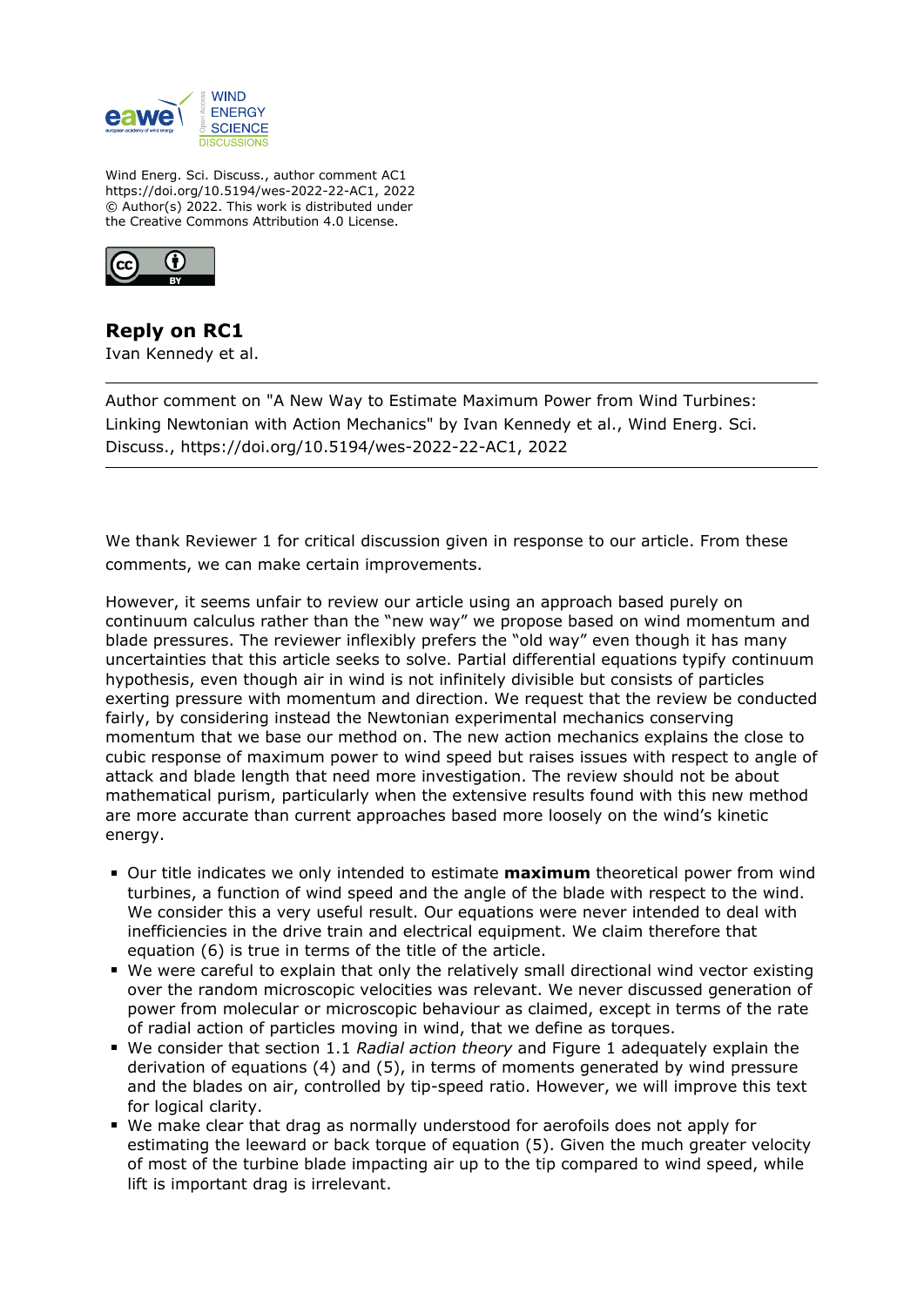Wind Energ. Sci. Discuss., author comment AC1
https://doi.org/10.5194/wes-2022-22-AC1, 2022
© Author(s) 2022. This work is distributed under
the Creative Commons Attribution 4.0 License.

## Reply on RC1

Ivan Kennedy et al.

---

Author comment on "A New Way to Estimate Maximum Power from Wind Turbines: Linking Newtonian with Action Mechanics" by Ivan Kennedy et al., Wind Energ. Sci. Discuss., https://doi.org/10.5194/wes-2022-22-AC1, 2022

---

We thank Reviewer 1 for critical discussion given in response to our article. From these comments, we can make certain improvements.

However, it seems unfair to review our article using an approach based purely on continuum calculus rather than the "new way" we propose based on wind momentum and blade pressures. The reviewer inflexibly prefers the "old way" even though it has many uncertainties that this article seeks to solve. Partial differential equations typify continuum hypothesis, even though air in wind is not infinitely divisible but consists of particles exerting pressure with momentum and direction. We request that the review be conducted fairly, by considering instead the Newtonian experimental mechanics conserving momentum that we base our method on. The new action mechanics explains the close to cubic response of maximum power to wind speed but raises issues with respect to angle of attack and blade length that need more investigation. The review should not be about mathematical purism, particularly when the extensive results found with this new method are more accurate than current approaches based more loosely on the wind's kinetic energy.

- Our title indicates we only intended to estimate **maximum** theoretical power from wind turbines, a function of wind speed and the angle of the blade with respect to the wind. We consider this a very useful result. Our equations were never intended to deal with inefficiencies in the drive train and electrical equipment. We claim therefore that equation (6) is true in terms of the title of the article.
- We were careful to explain that only the relatively small directional wind vector existing over the random microscopic velocities was relevant. We never discussed generation of power from molecular or microscopic behaviour as claimed, except in terms of the rate of radial action of particles moving in wind, that we define as torques.
- We consider that section 1.1 *Radial action theory* and Figure 1 adequately explain the derivation of equations (4) and (5), in terms of moments generated by wind pressure and the blades on air, controlled by tip-speed ratio. However, we will improve this text for logical clarity.
- We make clear that drag as normally understood for aerofoils does not apply for estimating the leeward or back torque of equation (5). Given the much greater velocity of most of the turbine blade impacting air up to the tip compared to wind speed, while lift is important drag is irrelevant.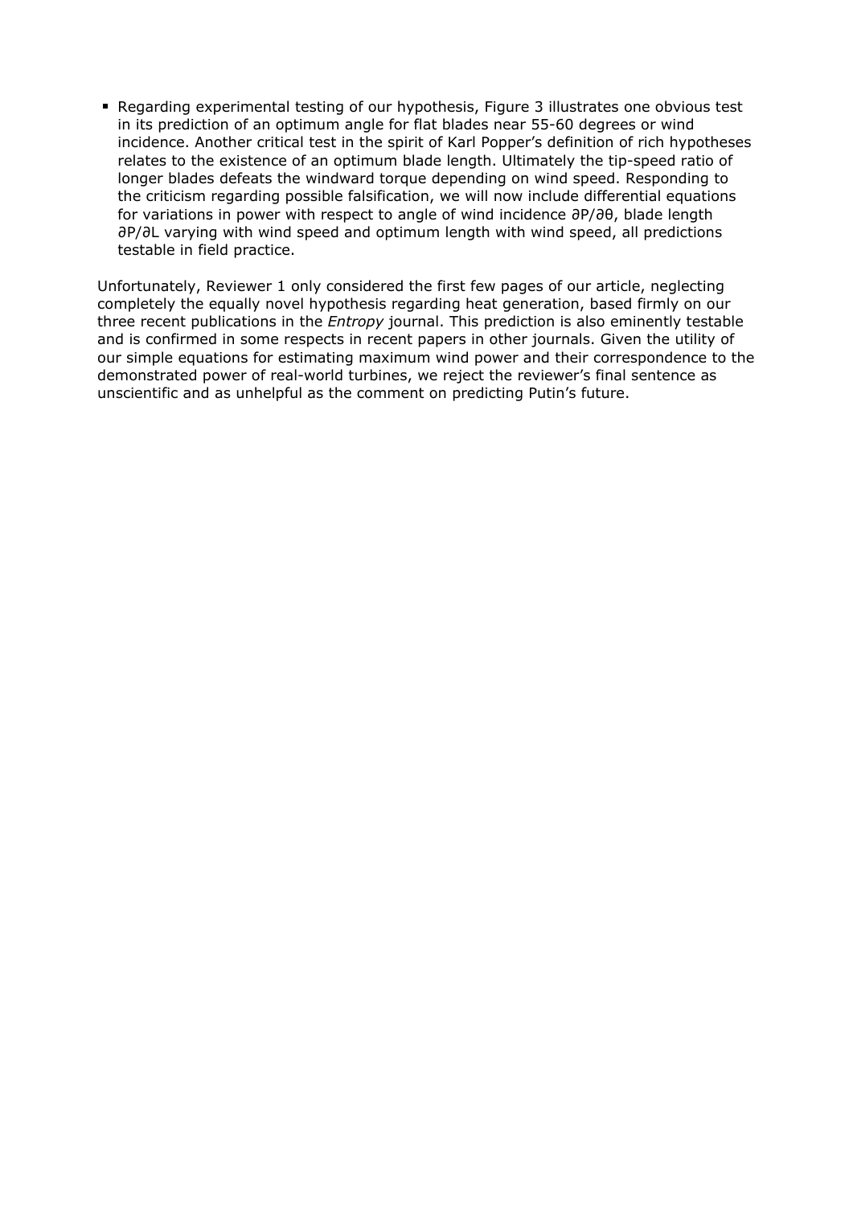- Regarding experimental testing of our hypothesis, Figure 3 illustrates one obvious test in its prediction of an optimum angle for flat blades near 55-60 degrees or wind incidence. Another critical test in the spirit of Karl Popper's definition of rich hypotheses relates to the existence of an optimum blade length. Ultimately the tip-speed ratio of longer blades defeats the windward torque depending on wind speed. Responding to the criticism regarding possible falsification, we will now include differential equations for variations in power with respect to angle of wind incidence $\partial P/\partial \theta$, blade length $\partial P/\partial L$ varying with wind speed and optimum length with wind speed, all predictions testable in field practice.

Unfortunately, Reviewer 1 only considered the first few pages of our article, neglecting completely the equally novel hypothesis regarding heat generation, based firmly on our three recent publications in the *Entropy* journal. This prediction is also eminently testable and is confirmed in some respects in recent papers in other journals. Given the utility of our simple equations for estimating maximum wind power and their correspondence to the demonstrated power of real-world turbines, we reject the reviewer's final sentence as unscientific and as unhelpful as the comment on predicting Putin's future.